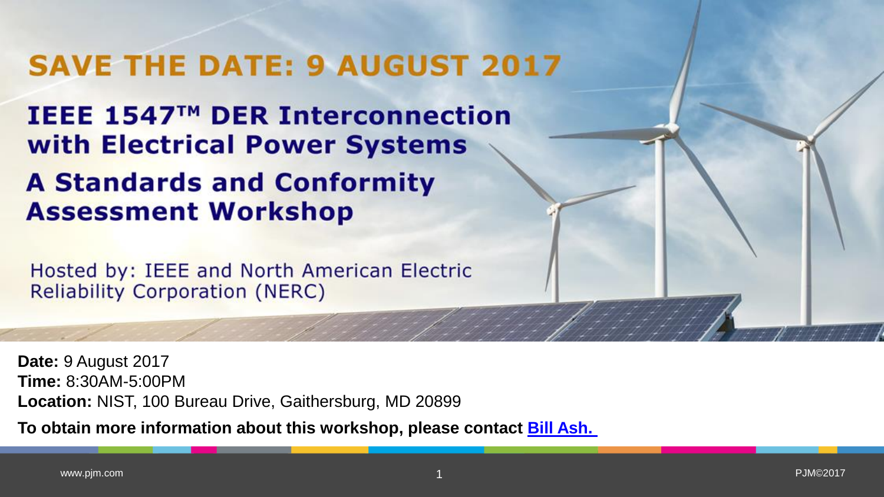# SAVE THE DATE: 9 AUGUST 2017

## IEEE 1547™ DER Interconnection with Electrical Power Systems

## A Standards and Conformity Assessment Workshop

Hosted by: IEEE and North American Electric Reliability Corporation (NERC)

**Date:** 9 August 2017
**Time:** 8:30AM-5:00PM
**Location:** NIST, 100 Bureau Drive, Gaithersburg, MD 20899

**To obtain more information about this workshop, please contact Bill Ash.**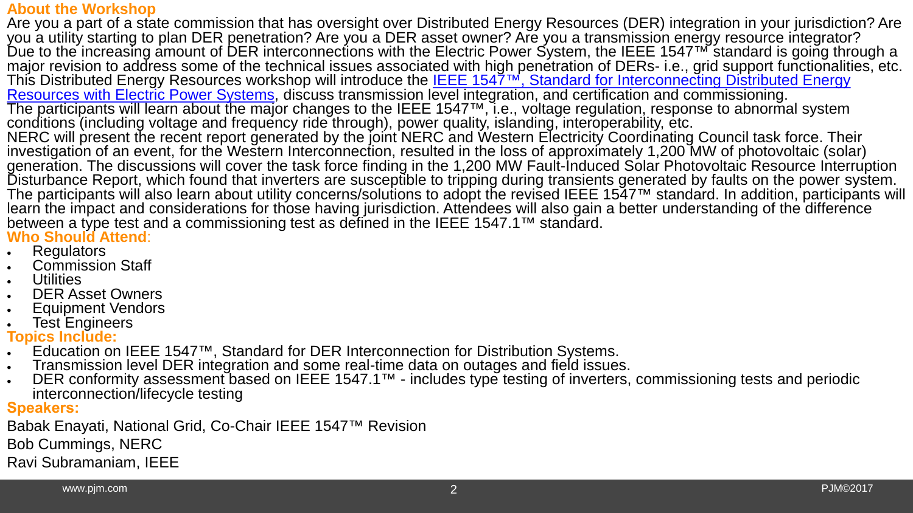## About the Workshop

Are you a part of a state commission that has oversight over Distributed Energy Resources (DER) integration in your jurisdiction? Are you a utility starting to plan DER penetration? Are you a DER asset owner? Are you a transmission energy resource integrator?

Due to the increasing amount of DER interconnections with the Electric Power System, the IEEE 1547™ standard is going through a major revision to address some of the technical issues associated with high penetration of DERs- i.e., grid support functionalities, etc.

This Distributed Energy Resources workshop will introduce the IEEE 1547™, Standard for Interconnecting Distributed Energy Resources with Electric Power Systems, discuss transmission level integration, and certification and commissioning.

The participants will learn about the major changes to the IEEE 1547™, i.e., voltage regulation, response to abnormal system conditions (including voltage and frequency ride through), power quality, islanding, interoperability, etc.

NERC will present the recent report generated by the joint NERC and Western Electricity Coordinating Council task force. Their investigation of an event, for the Western Interconnection, resulted in the loss of approximately 1,200 MW of photovoltaic (solar) generation. The discussions will cover the task force finding in the 1,200 MW Fault-Induced Solar Photovoltaic Resource Interruption Disturbance Report, which found that inverters are susceptible to tripping during transients generated by faults on the power system. The participants will also learn about utility concerns/solutions to adopt the revised IEEE 1547™ standard. In addition, participants will learn the impact and considerations for those having jurisdiction. Attendees will also gain a better understanding of the difference between a type test and a commissioning test as defined in the IEEE 1547.1™ standard.

## Who Should Attend:

- Regulators
- Commission Staff
- Utilities
- DER Asset Owners
- Equipment Vendors
- Test Engineers

## Topics Include:

- Education on IEEE 1547™, Standard for DER Interconnection for Distribution Systems.
- Transmission level DER integration and some real-time data on outages and field issues.
- DER conformity assessment based on IEEE 1547.1™ - includes type testing of inverters, commissioning tests and periodic interconnection/lifecycle testing

## Speakers:

Babak Enayati, National Grid, Co-Chair IEEE 1547™ Revision

Bob Cummings, NERC

Ravi Subramaniam, IEEE